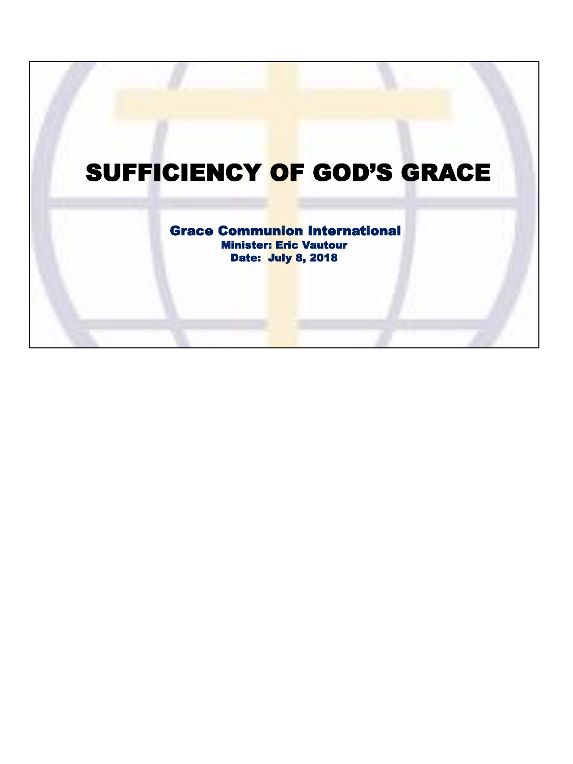# SUFFICIENCY OF GOD'S GRACE

**Grace Communion International**

**Minister: Eric Vautour**

**Date: July 8, 2018**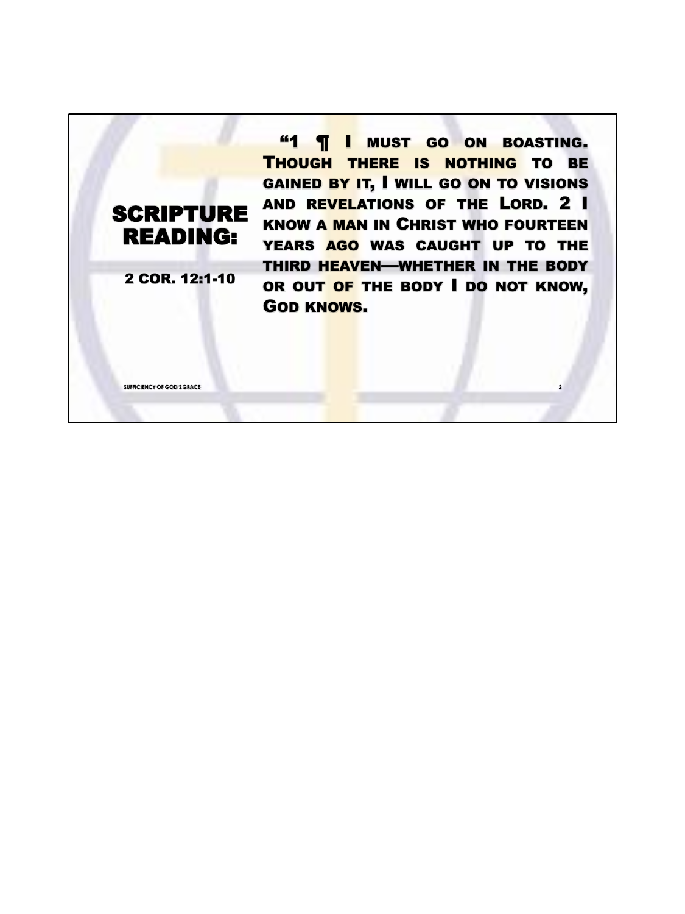# SCRIPTURE READING:

2 COR. 12:1-10

"1 ¶ I must go on boasting. Though there is nothing to be gained by it, I will go on to visions and revelations of the Lord. 2 I know a man in Christ who fourteen years ago was caught up to the third heaven—whether in the body or out of the body I do not know, God knows.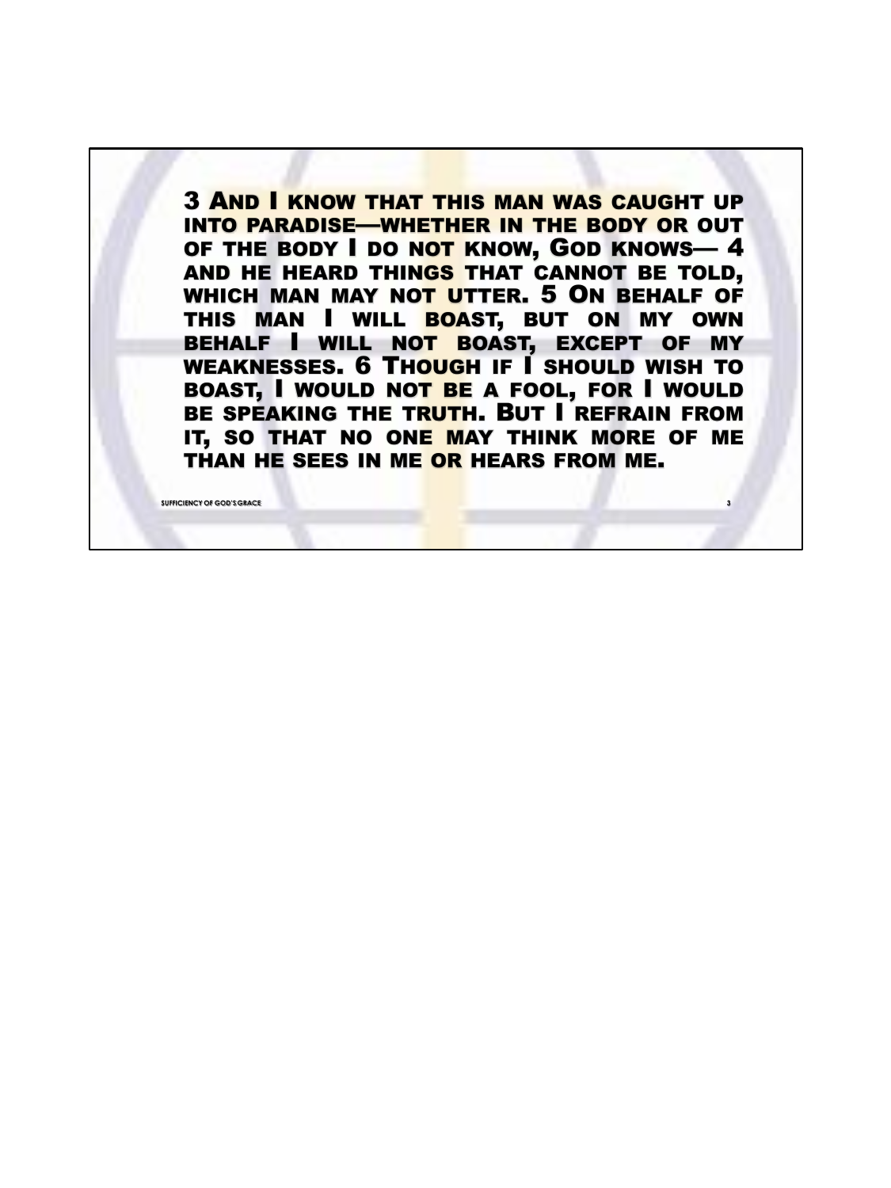3 And I know that this man was caught up into paradise—whether in the body or out of the body I do not know, God knows— 4 and he heard things that cannot be told, which man may not utter. 5 On behalf of this man I will boast, but on my own behalf I will not boast, except of my weaknesses. 6 Though if I should wish to boast, I would not be a fool, for I would be speaking the truth. But I refrain from it, so that no one may think more of me than he sees in me or hears from me.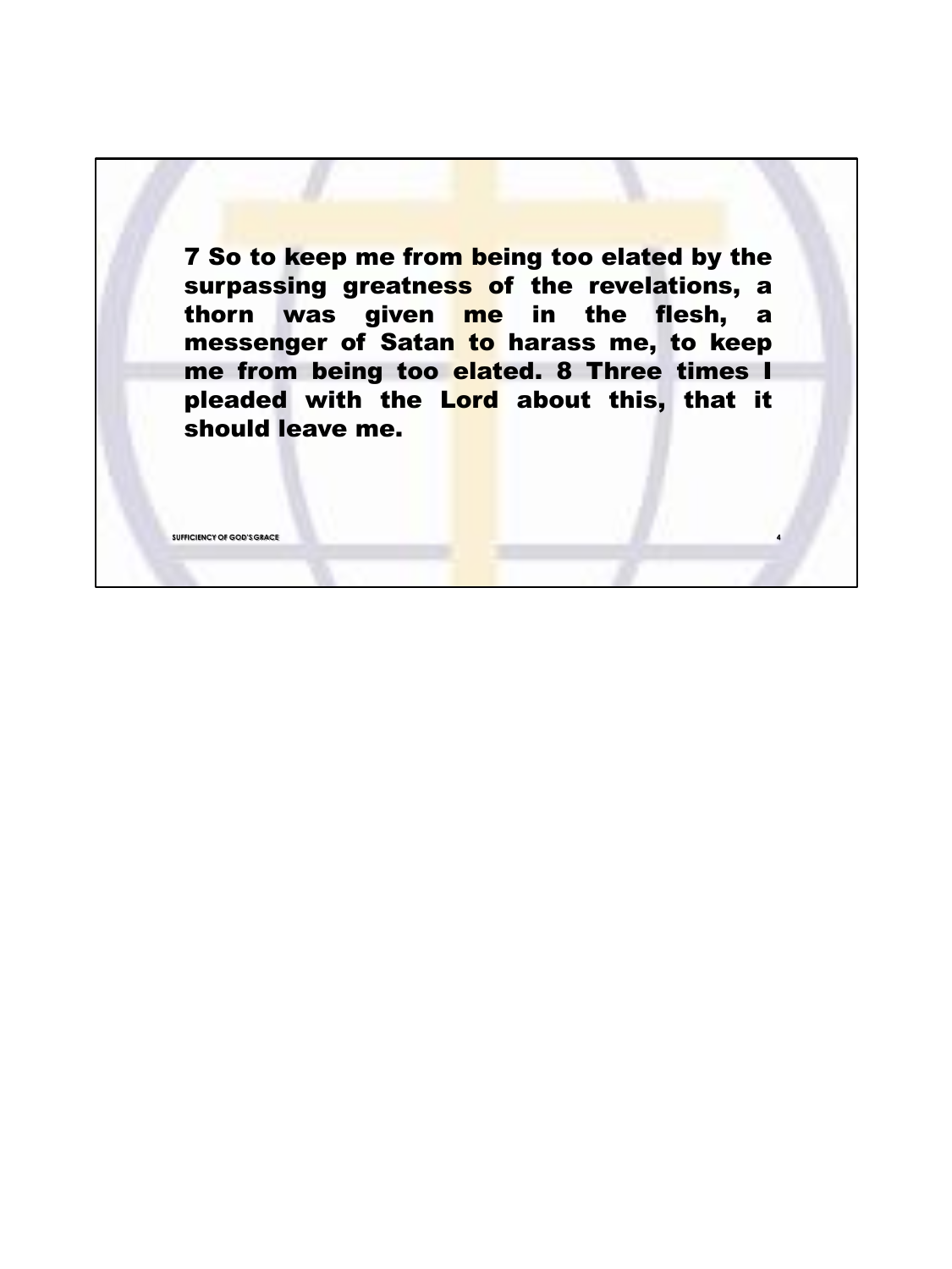**7 So to keep me from being too elated by the surpassing greatness of the revelations, a thorn was given me in the flesh, a messenger of Satan to harass me, to keep me from being too elated. 8 Three times I pleaded with the Lord about this, that it should leave me.**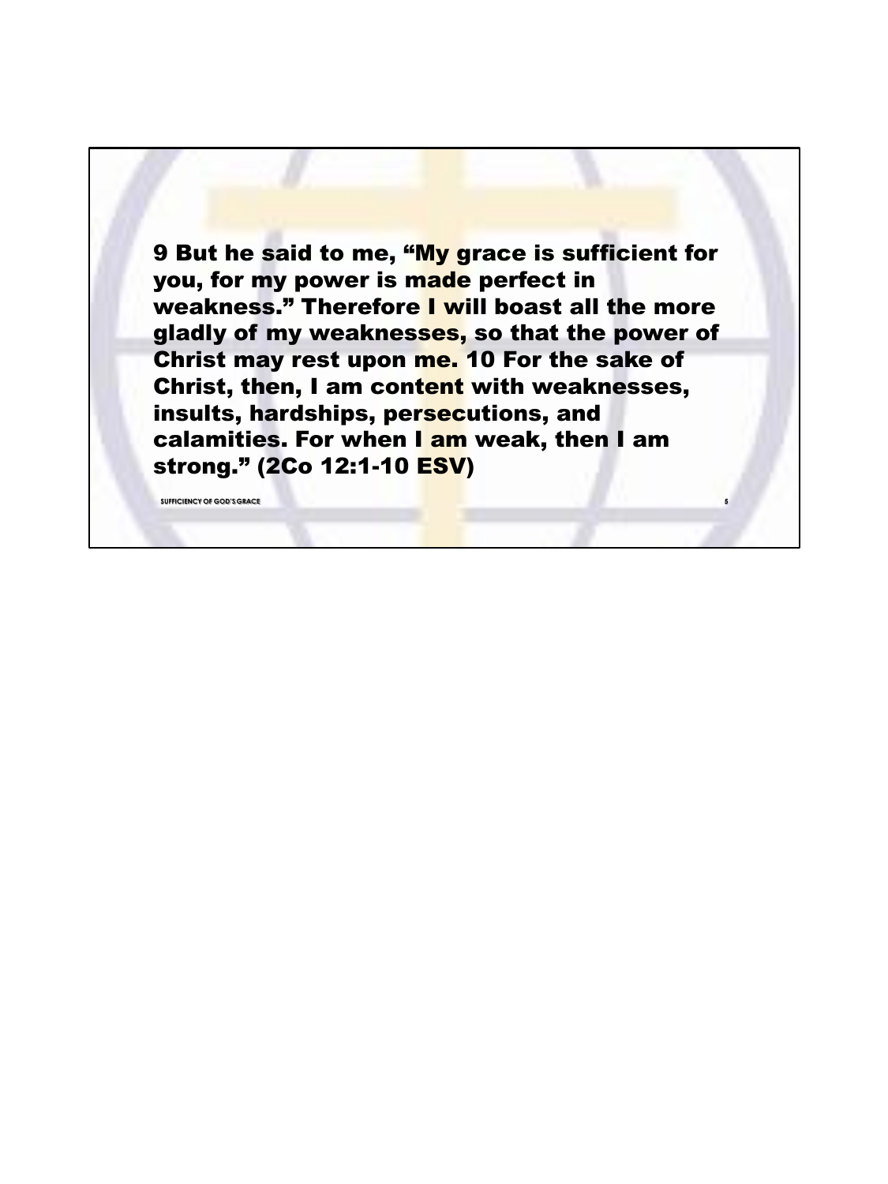**9 But he said to me, “My grace is sufficient for you, for my power is made perfect in weakness.” Therefore I will boast all the more gladly of my weaknesses, so that the power of Christ may rest upon me. 10 For the sake of Christ, then, I am content with weaknesses, insults, hardships, persecutions, and calamities. For when I am weak, then I am strong.” (2Co 12:1-10 ESV)**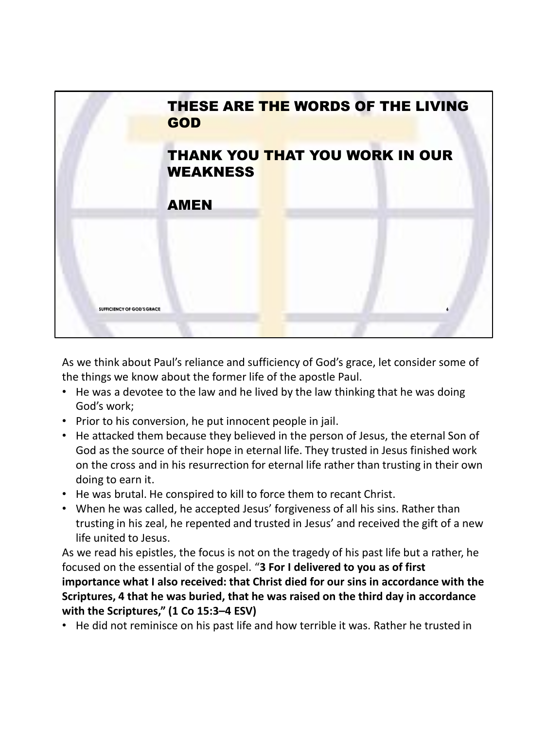THESE ARE THE WORDS OF THE LIVING GOD

THANK YOU THAT YOU WORK IN OUR WEAKNESS

AMEN

As we think about Paul's reliance and sufficiency of God's grace, let consider some of the things we know about the former life of the apostle Paul.

- He was a devotee to the law and he lived by the law thinking that he was doing God's work;
- Prior to his conversion, he put innocent people in jail.
- He attacked them because they believed in the person of Jesus, the eternal Son of God as the source of their hope in eternal life. They trusted in Jesus finished work on the cross and in his resurrection for eternal life rather than trusting in their own doing to earn it.
- He was brutal. He conspired to kill to force them to recant Christ.
- When he was called, he accepted Jesus' forgiveness of all his sins. Rather than trusting in his zeal, he repented and trusted in Jesus' and received the gift of a new life united to Jesus.

As we read his epistles, the focus is not on the tragedy of his past life but a rather, he focused on the essential of the gospel. "**3 For I delivered to you as of first importance what I also received: that Christ died for our sins in accordance with the Scriptures, 4 that he was buried, that he was raised on the third day in accordance with the Scriptures," (1 Co 15:3–4 ESV)**

- He did not reminisce on his past life and how terrible it was. Rather he trusted in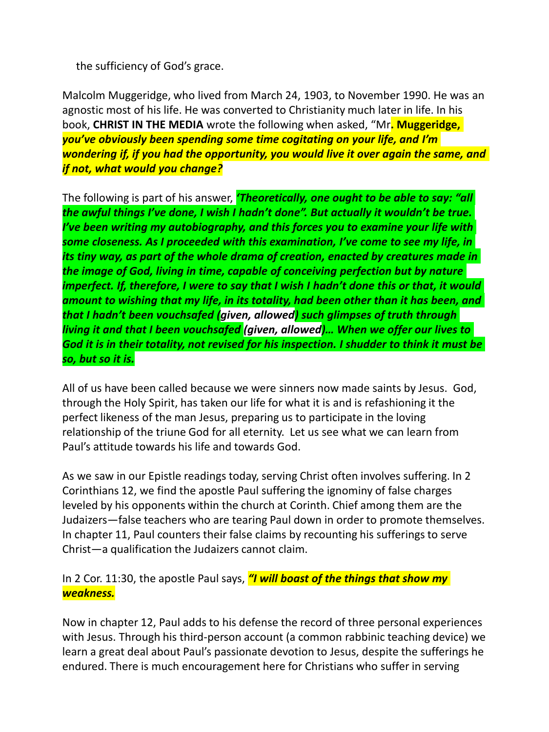the sufficiency of God's grace.

Malcolm Muggeridge, who lived from March 24, 1903, to November 1990. He was an agnostic most of his life. He was converted to Christianity much later in life. In his book, **CHRIST IN THE MEDIA** wrote the following when asked, "Mr**. Muggeridge,** ***you've obviously been spending some time cogitating on your life, and I'm wondering if, if you had the opportunity, you would live it over again the same, and if not, what would you change?***

The following is part of his answer, ***'Theoretically, one ought to be able to say: "all the awful things I've done, I wish I hadn't done". But actually it wouldn't be true. I've been writing my autobiography, and this forces you to examine your life with some closeness. As I proceeded with this examination, I've come to see my life, in its tiny way, as part of the whole drama of creation, enacted by creatures made in the image of God, living in time, capable of conceiving perfection but by nature imperfect. If, therefore, I were to say that I wish I hadn't done this or that, it would amount to wishing that my life, in its totality, had been other than it has been, and that I hadn't been vouchsafed (given, allowed) such glimpses of truth through living it and that I been vouchsafed (given, allowed)… When we offer our lives to God it is in their totality, not revised for his inspection. I shudder to think it must be so, but so it is.***

All of us have been called because we were sinners now made saints by Jesus. God, through the Holy Spirit, has taken our life for what it is and is refashioning it the perfect likeness of the man Jesus, preparing us to participate in the loving relationship of the triune God for all eternity. Let us see what we can learn from Paul's attitude towards his life and towards God.

As we saw in our Epistle readings today, serving Christ often involves suffering. In 2 Corinthians 12, we find the apostle Paul suffering the ignominy of false charges leveled by his opponents within the church at Corinth. Chief among them are the Judaizers—false teachers who are tearing Paul down in order to promote themselves. In chapter 11, Paul counters their false claims by recounting his sufferings to serve Christ—a qualification the Judaizers cannot claim.

In 2 Cor. 11:30, the apostle Paul says, ***"I will boast of the things that show my weakness.***

Now in chapter 12, Paul adds to his defense the record of three personal experiences with Jesus. Through his third-person account (a common rabbinic teaching device) we learn a great deal about Paul's passionate devotion to Jesus, despite the sufferings he endured. There is much encouragement here for Christians who suffer in serving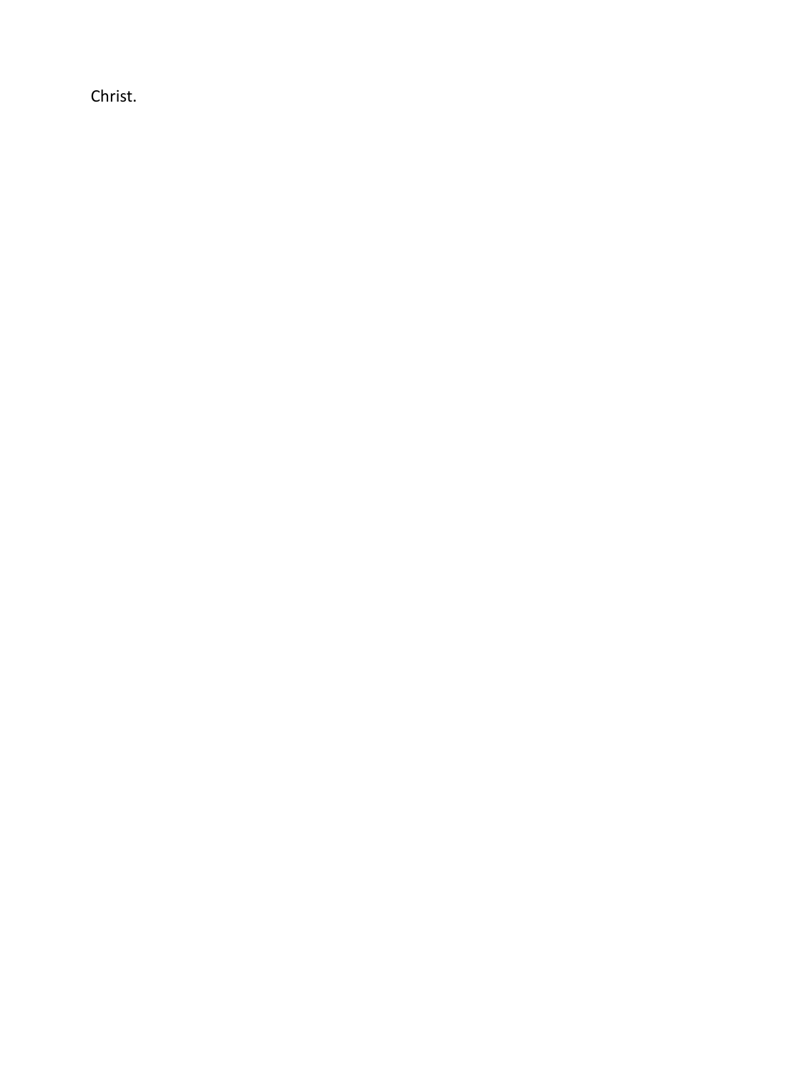Christ.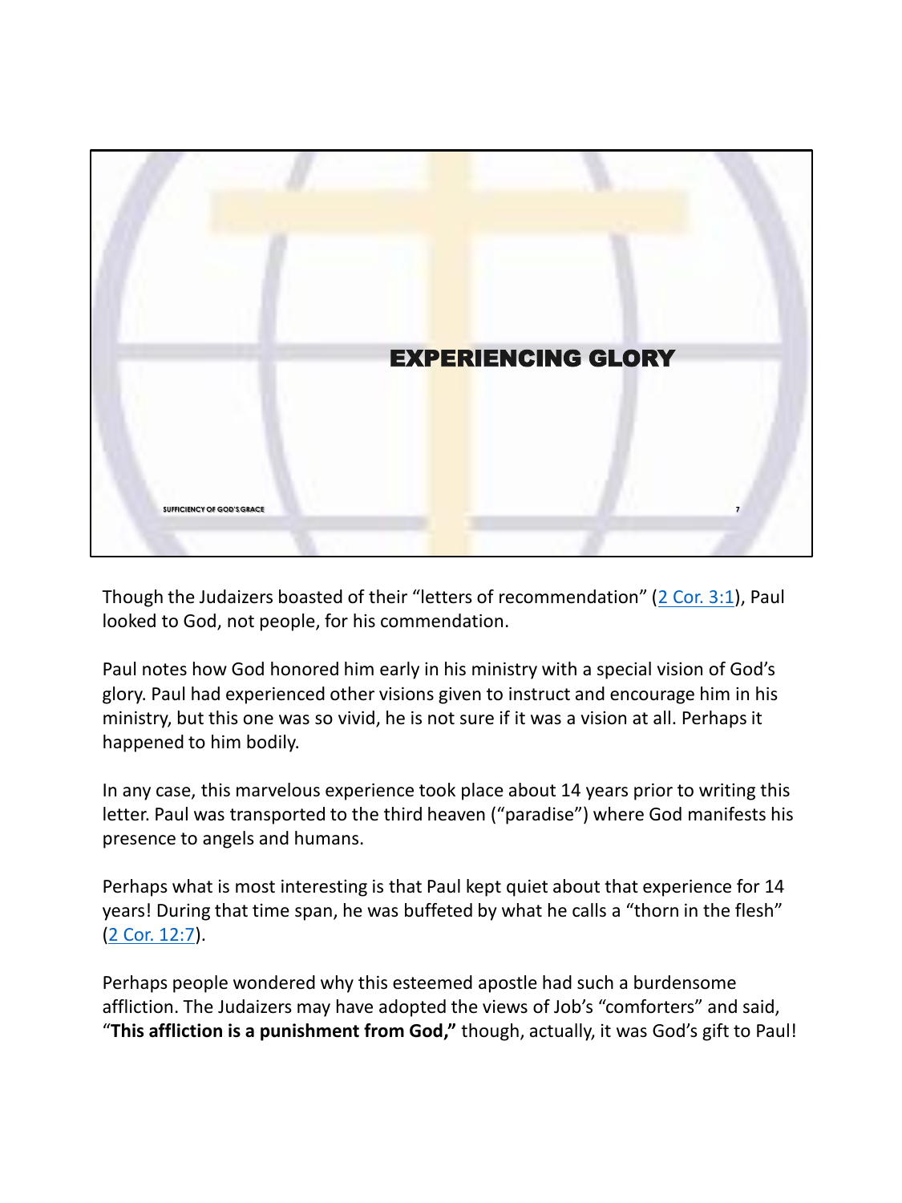# EXPERIENCING GLORY

Though the Judaizers boasted of their "letters of recommendation" ([2 Cor. 3:1]()), Paul looked to God, not people, for his commendation.

Paul notes how God honored him early in his ministry with a special vision of God's glory. Paul had experienced other visions given to instruct and encourage him in his ministry, but this one was so vivid, he is not sure if it was a vision at all. Perhaps it happened to him bodily.

In any case, this marvelous experience took place about 14 years prior to writing this letter. Paul was transported to the third heaven ("paradise") where God manifests his presence to angels and humans.

Perhaps what is most interesting is that Paul kept quiet about that experience for 14 years! During that time span, he was buffeted by what he calls a "thorn in the flesh" ([2 Cor. 12:7]()).

Perhaps people wondered why this esteemed apostle had such a burdensome affliction. The Judaizers may have adopted the views of Job's "comforters" and said, "**This affliction is a punishment from God,**" though, actually, it was God's gift to Paul!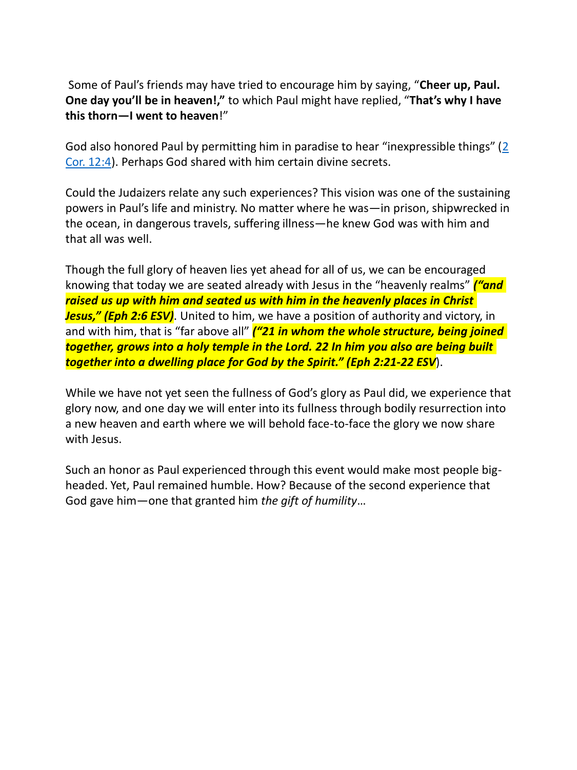Some of Paul's friends may have tried to encourage him by saying, "**Cheer up, Paul. One day you'll be in heaven!,"** to which Paul might have replied, "**That's why I have this thorn—I went to heaven**!"

God also honored Paul by permitting him in paradise to hear "inexpressible things" ([2 Cor. 12:4]). Perhaps God shared with him certain divine secrets.

Could the Judaizers relate any such experiences? This vision was one of the sustaining powers in Paul's life and ministry. No matter where he was—in prison, shipwrecked in the ocean, in dangerous travels, suffering illness—he knew God was with him and that all was well.

Though the full glory of heaven lies yet ahead for all of us, we can be encouraged knowing that today we are seated already with Jesus in the "heavenly realms" ***("and raised us up with him and seated us with him in the heavenly places in Christ Jesus," (Eph 2:6 ESV)***. United to him, we have a position of authority and victory, in and with him, that is "far above all" ***("21 in whom the whole structure, being joined together, grows into a holy temple in the Lord. 22 In him you also are being built together into a dwelling place for God by the Spirit." (Eph 2:21-22 ESV***).

While we have not yet seen the fullness of God's glory as Paul did, we experience that glory now, and one day we will enter into its fullness through bodily resurrection into a new heaven and earth where we will behold face-to-face the glory we now share with Jesus.

Such an honor as Paul experienced through this event would make most people big-headed. Yet, Paul remained humble. How? Because of the second experience that God gave him—one that granted him *the gift of humility*…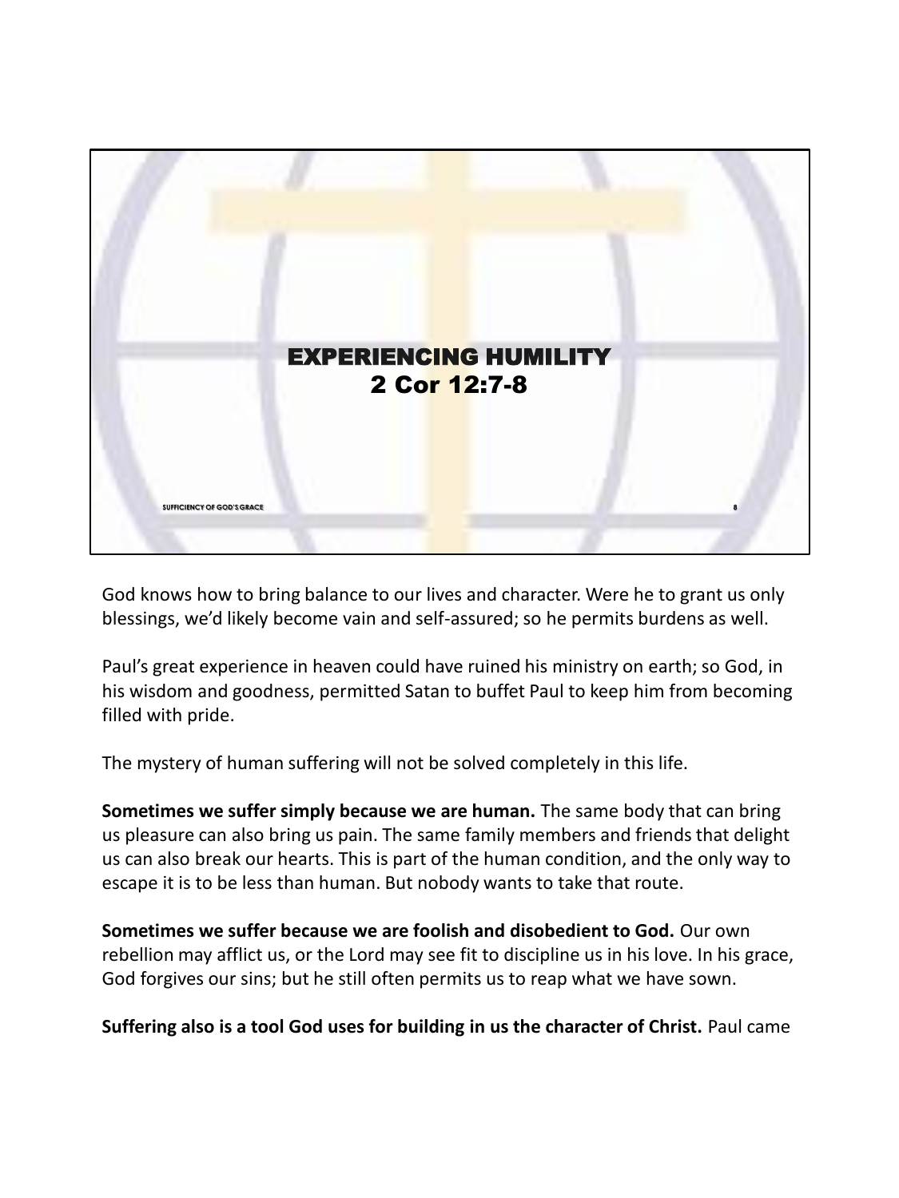## EXPERIENCING HUMILITY
## 2 Cor 12:7-8

God knows how to bring balance to our lives and character. Were he to grant us only blessings, we'd likely become vain and self-assured; so he permits burdens as well.

Paul's great experience in heaven could have ruined his ministry on earth; so God, in his wisdom and goodness, permitted Satan to buffet Paul to keep him from becoming filled with pride.

The mystery of human suffering will not be solved completely in this life.

**Sometimes we suffer simply because we are human.** The same body that can bring us pleasure can also bring us pain. The same family members and friends that delight us can also break our hearts. This is part of the human condition, and the only way to escape it is to be less than human. But nobody wants to take that route.

**Sometimes we suffer because we are foolish and disobedient to God.** Our own rebellion may afflict us, or the Lord may see fit to discipline us in his love. In his grace, God forgives our sins; but he still often permits us to reap what we have sown.

**Suffering also is a tool God uses for building in us the character of Christ.** Paul came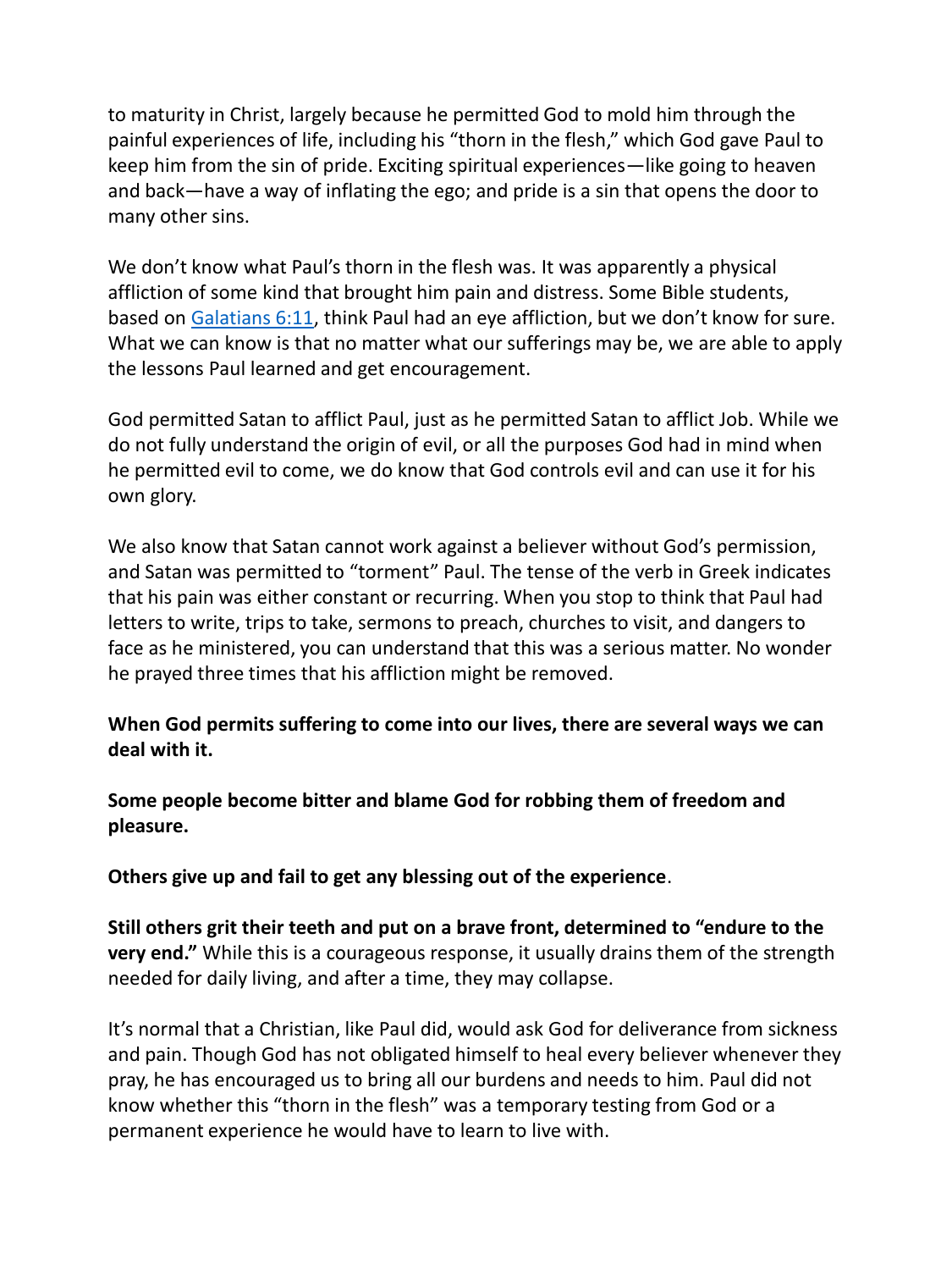to maturity in Christ, largely because he permitted God to mold him through the painful experiences of life, including his "thorn in the flesh," which God gave Paul to keep him from the sin of pride. Exciting spiritual experiences—like going to heaven and back—have a way of inflating the ego; and pride is a sin that opens the door to many other sins.

We don't know what Paul's thorn in the flesh was. It was apparently a physical affliction of some kind that brought him pain and distress. Some Bible students, based on [Galatians 6:11](), think Paul had an eye affliction, but we don't know for sure. What we can know is that no matter what our sufferings may be, we are able to apply the lessons Paul learned and get encouragement.

God permitted Satan to afflict Paul, just as he permitted Satan to afflict Job. While we do not fully understand the origin of evil, or all the purposes God had in mind when he permitted evil to come, we do know that God controls evil and can use it for his own glory.

We also know that Satan cannot work against a believer without God's permission, and Satan was permitted to "torment" Paul. The tense of the verb in Greek indicates that his pain was either constant or recurring. When you stop to think that Paul had letters to write, trips to take, sermons to preach, churches to visit, and dangers to face as he ministered, you can understand that this was a serious matter. No wonder he prayed three times that his affliction might be removed.

**When God permits suffering to come into our lives, there are several ways we can deal with it.**

**Some people become bitter and blame God for robbing them of freedom and pleasure.**

**Others give up and fail to get any blessing out of the experience**.

**Still others grit their teeth and put on a brave front, determined to "endure to the very end."** While this is a courageous response, it usually drains them of the strength needed for daily living, and after a time, they may collapse.

It's normal that a Christian, like Paul did, would ask God for deliverance from sickness and pain. Though God has not obligated himself to heal every believer whenever they pray, he has encouraged us to bring all our burdens and needs to him. Paul did not know whether this "thorn in the flesh" was a temporary testing from God or a permanent experience he would have to learn to live with.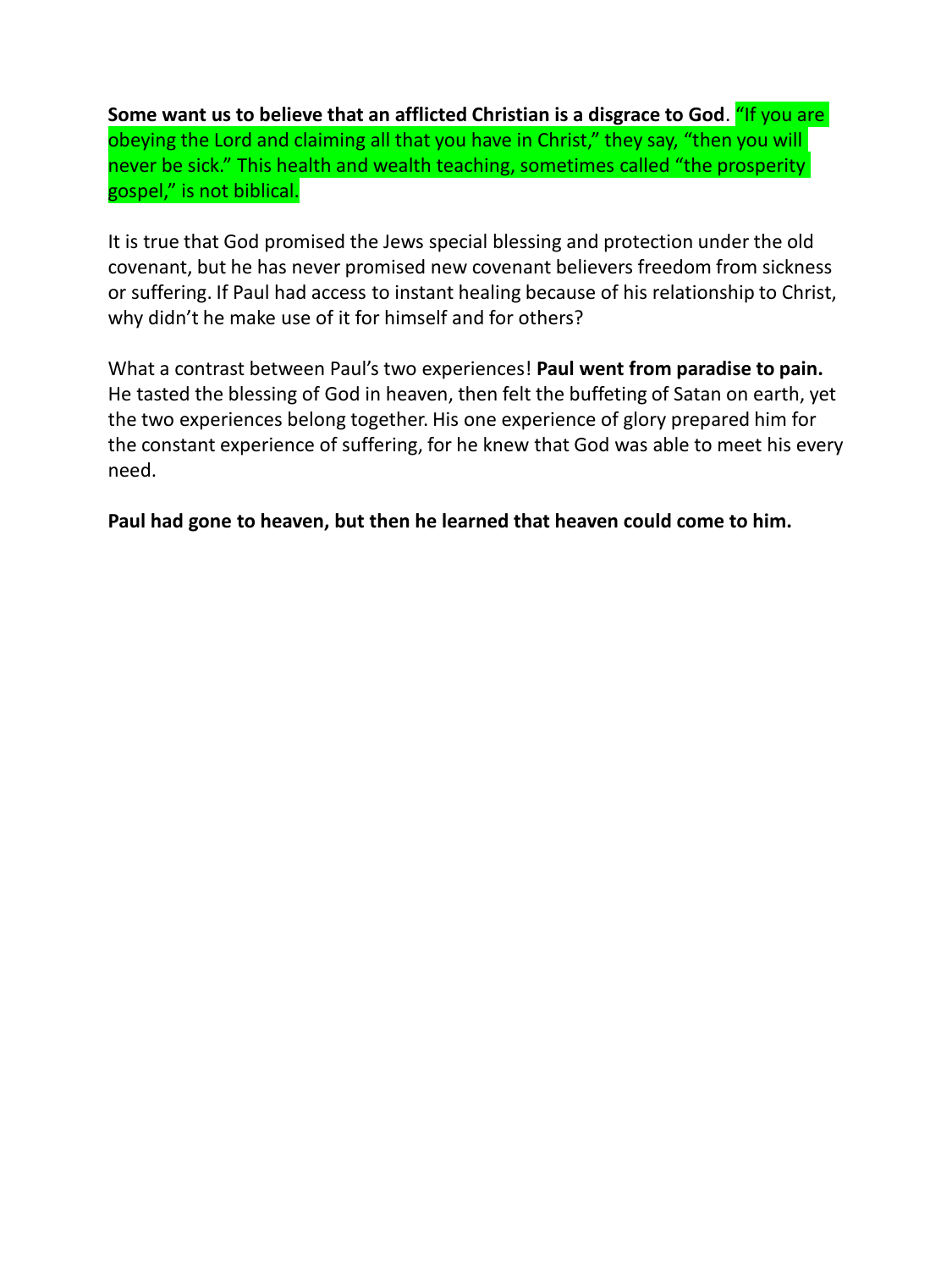**Some want us to believe that an afflicted Christian is a disgrace to God**. "If you are obeying the Lord and claiming all that you have in Christ," they say, "then you will never be sick." This health and wealth teaching, sometimes called "the prosperity gospel," is not biblical.

It is true that God promised the Jews special blessing and protection under the old covenant, but he has never promised new covenant believers freedom from sickness or suffering. If Paul had access to instant healing because of his relationship to Christ, why didn't he make use of it for himself and for others?

What a contrast between Paul's two experiences! **Paul went from paradise to pain.** He tasted the blessing of God in heaven, then felt the buffeting of Satan on earth, yet the two experiences belong together. His one experience of glory prepared him for the constant experience of suffering, for he knew that God was able to meet his every need.

**Paul had gone to heaven, but then he learned that heaven could come to him.**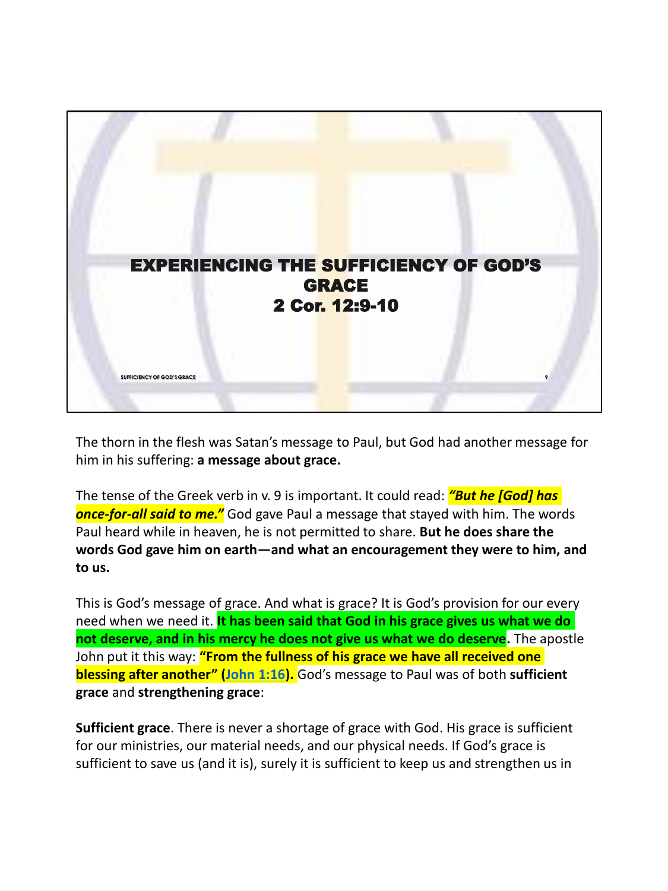# EXPERIENCING THE SUFFICIENCY OF GOD'S GRACE
## 2 Cor. 12:9-10

The thorn in the flesh was Satan's message to Paul, but God had another message for him in his suffering: **a message about grace.**

The tense of the Greek verb in v. 9 is important. It could read: ***"But he [God] has once-for-all said to me."*** God gave Paul a message that stayed with him. The words Paul heard while in heaven, he is not permitted to share. **But he does share the words God gave him on earth—and what an encouragement they were to him, and to us.**

This is God's message of grace. And what is grace? It is God's provision for our every need when we need it. **It has been said that God in his grace gives us what we do not deserve, and in his mercy he does not give us what we do deserve.** The apostle John put it this way: **"From the fullness of his grace we have all received one blessing after another" (John 1:16).** God's message to Paul was of both **sufficient grace** and **strengthening grace**:

**Sufficient grace**. There is never a shortage of grace with God. His grace is sufficient for our ministries, our material needs, and our physical needs. If God's grace is sufficient to save us (and it is), surely it is sufficient to keep us and strengthen us in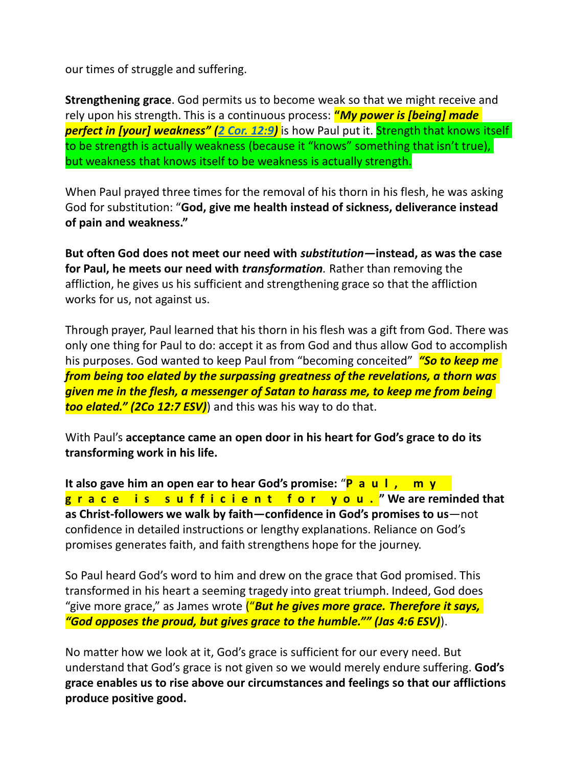our times of struggle and suffering.

**Strengthening grace**. God permits us to become weak so that we might receive and rely upon his strength. This is a continuous process: ***"My power is [being] made perfect in [your] weakness" (2 Cor. 12:9)*** is how Paul put it. Strength that knows itself to be strength is actually weakness (because it "knows" something that isn't true), but weakness that knows itself to be weakness is actually strength.

When Paul prayed three times for the removal of his thorn in his flesh, he was asking God for substitution: "**God, give me health instead of sickness, deliverance instead of pain and weakness."**

**But often God does not meet our need with *substitution*—instead, as was the case for Paul, he meets our need with *transformation*.** Rather than removing the affliction, he gives us his sufficient and strengthening grace so that the affliction works for us, not against us.

Through prayer, Paul learned that his thorn in his flesh was a gift from God. There was only one thing for Paul to do: accept it as from God and thus allow God to accomplish his purposes. God wanted to keep Paul from "becoming conceited" ***"So to keep me from being too elated by the surpassing greatness of the revelations, a thorn was given me in the flesh, a messenger of Satan to harass me, to keep me from being too elated." (2Co 12:7 ESV)***) and this was his way to do that.

With Paul's **acceptance came an open door in his heart for God's grace to do its transforming work in his life.**

**It also gave him an open ear to hear God's promise: "Paul, my grace is sufficient for you." We are reminded that as Christ-followers we walk by faith—confidence in God's promises to us**—not confidence in detailed instructions or lengthy explanations. Reliance on God's promises generates faith, and faith strengthens hope for the journey.

So Paul heard God's word to him and drew on the grace that God promised. This transformed in his heart a seeming tragedy into great triumph. Indeed, God does "give more grace," as James wrote (***"But he gives more grace. Therefore it says, "God opposes the proud, but gives grace to the humble."" (Jas 4:6 ESV)***).

No matter how we look at it, God's grace is sufficient for our every need. But understand that God's grace is not given so we would merely endure suffering. **God's grace enables us to rise above our circumstances and feelings so that our afflictions produce positive good.**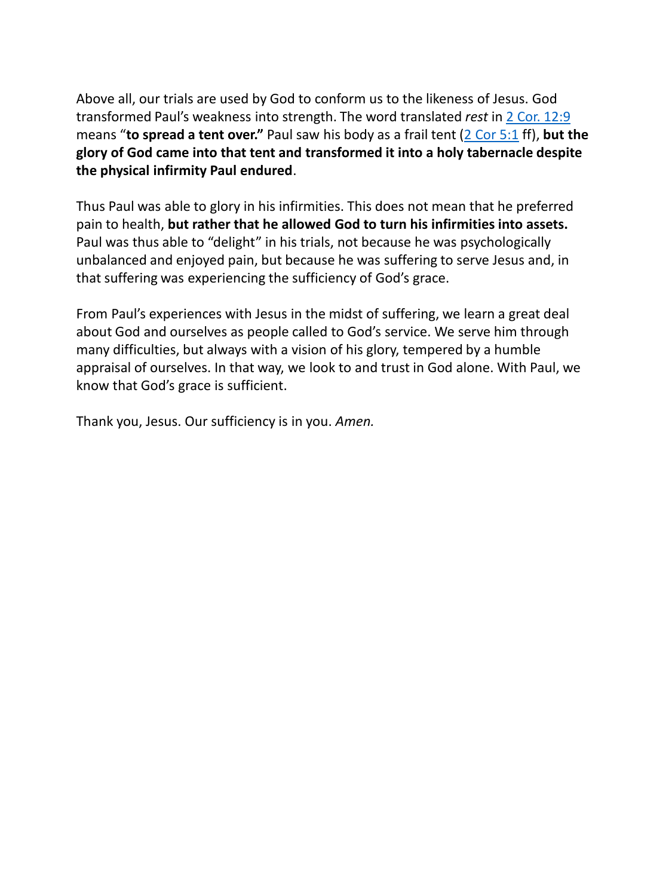Above all, our trials are used by God to conform us to the likeness of Jesus. God transformed Paul's weakness into strength. The word translated *rest* in [2 Cor. 12:9] means "**to spread a tent over.**" Paul saw his body as a frail tent ([2 Cor 5:1] ff), **but the glory of God came into that tent and transformed it into a holy tabernacle despite the physical infirmity Paul endured**.

Thus Paul was able to glory in his infirmities. This does not mean that he preferred pain to health, **but rather that he allowed God to turn his infirmities into assets.** Paul was thus able to "delight" in his trials, not because he was psychologically unbalanced and enjoyed pain, but because he was suffering to serve Jesus and, in that suffering was experiencing the sufficiency of God's grace.

From Paul's experiences with Jesus in the midst of suffering, we learn a great deal about God and ourselves as people called to God's service. We serve him through many difficulties, but always with a vision of his glory, tempered by a humble appraisal of ourselves. In that way, we look to and trust in God alone. With Paul, we know that God's grace is sufficient.

Thank you, Jesus. Our sufficiency is in you. *Amen.*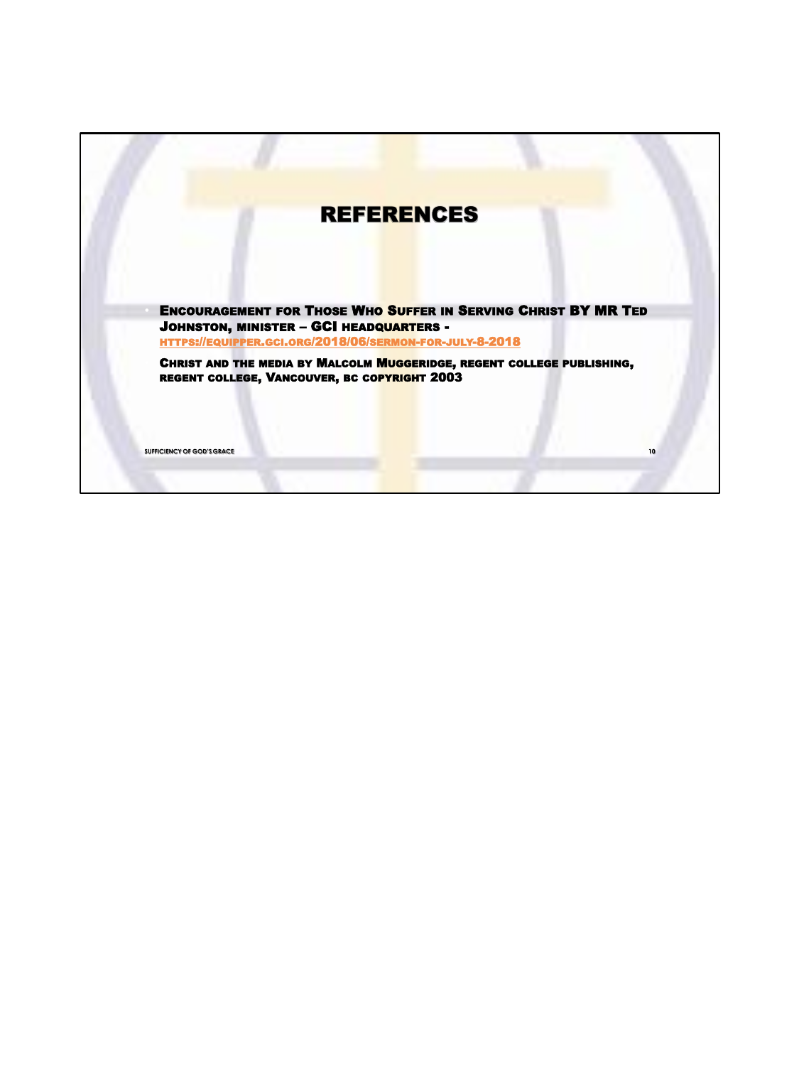# REFERENCES

- ENCOURAGEMENT FOR THOSE WHO SUFFER IN SERVING CHRIST BY MR TED JOHNSTON, MINISTER – GCI HEADQUARTERS - HTTPS://EQUIPPER.GCI.ORG/2018/06/SERMON-FOR-JULY-8-2018

  CHRIST AND THE MEDIA BY MALCOLM MUGGERIDGE, REGENT COLLEGE PUBLISHING, REGENT COLLEGE, VANCOUVER, BC COPYRIGHT 2003